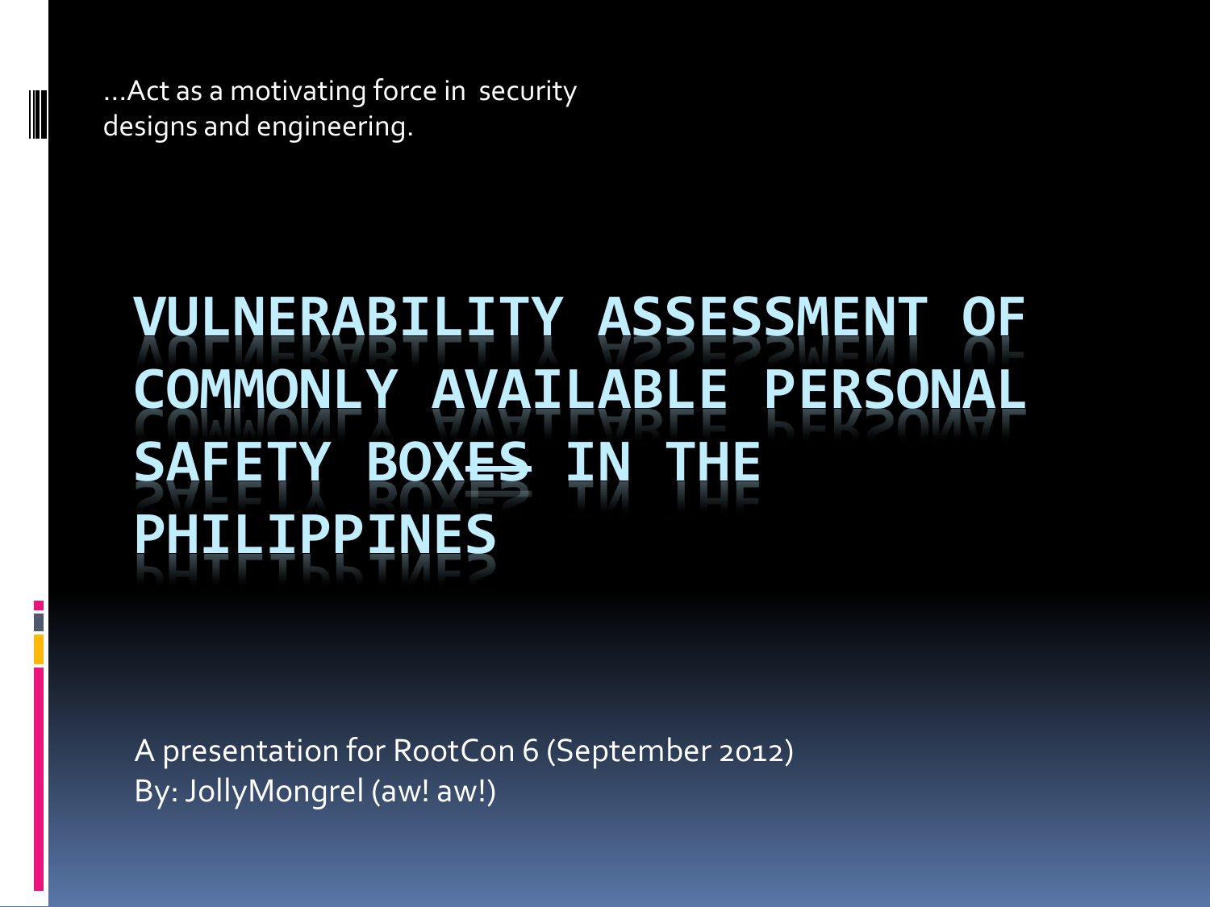…Act as a motivating force in security designs and engineering.

# VULNERABILITY ASSESSMENT OF COMMONLY AVAILABLE PERSONAL SAFETY BOX~~ES~~ IN THE PHILIPPINES

A presentation for RootCon 6 (September 2012)
By: JollyMongrel (aw! aw!)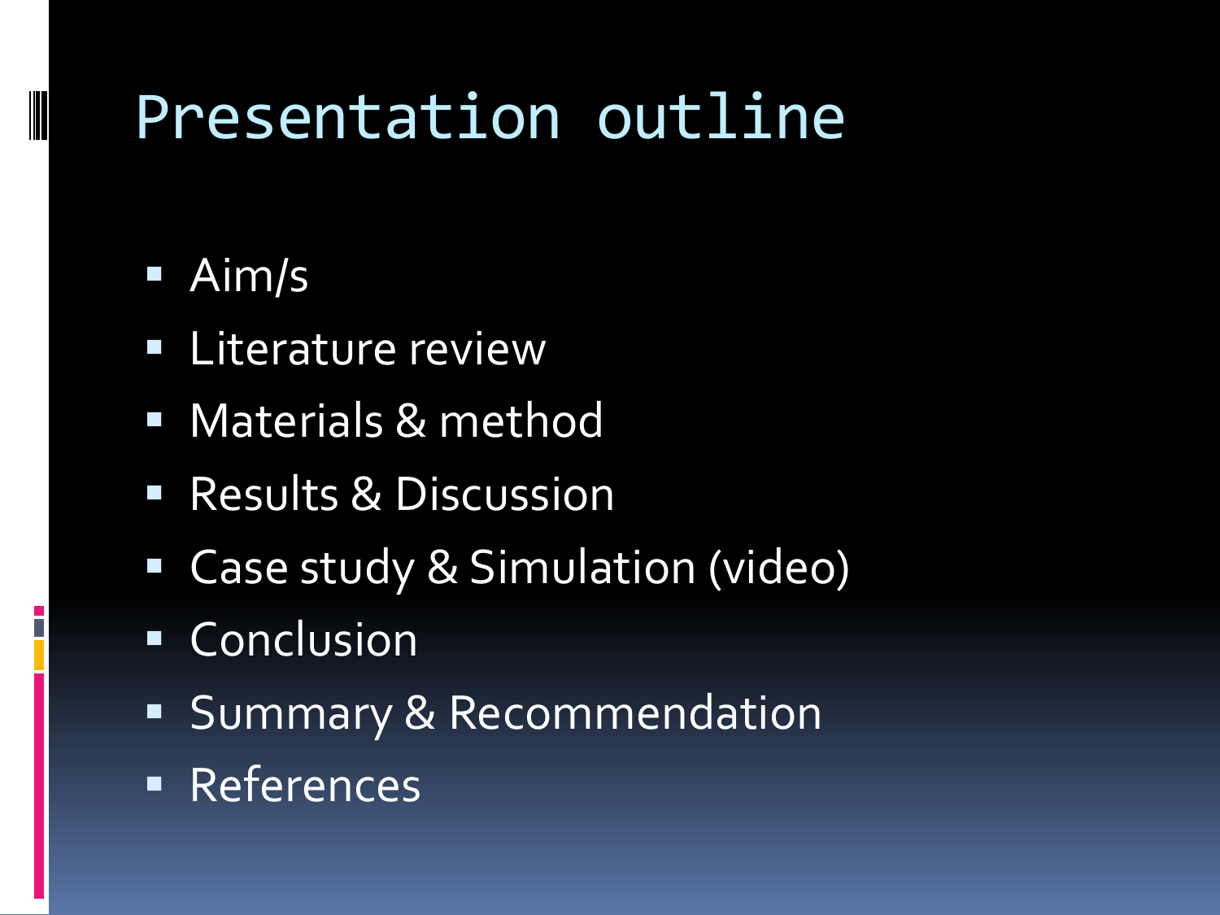# Presentation outline

- Aim/s
- Literature review
- Materials & method
- Results & Discussion
- Case study & Simulation (video)
- Conclusion
- Summary & Recommendation
- References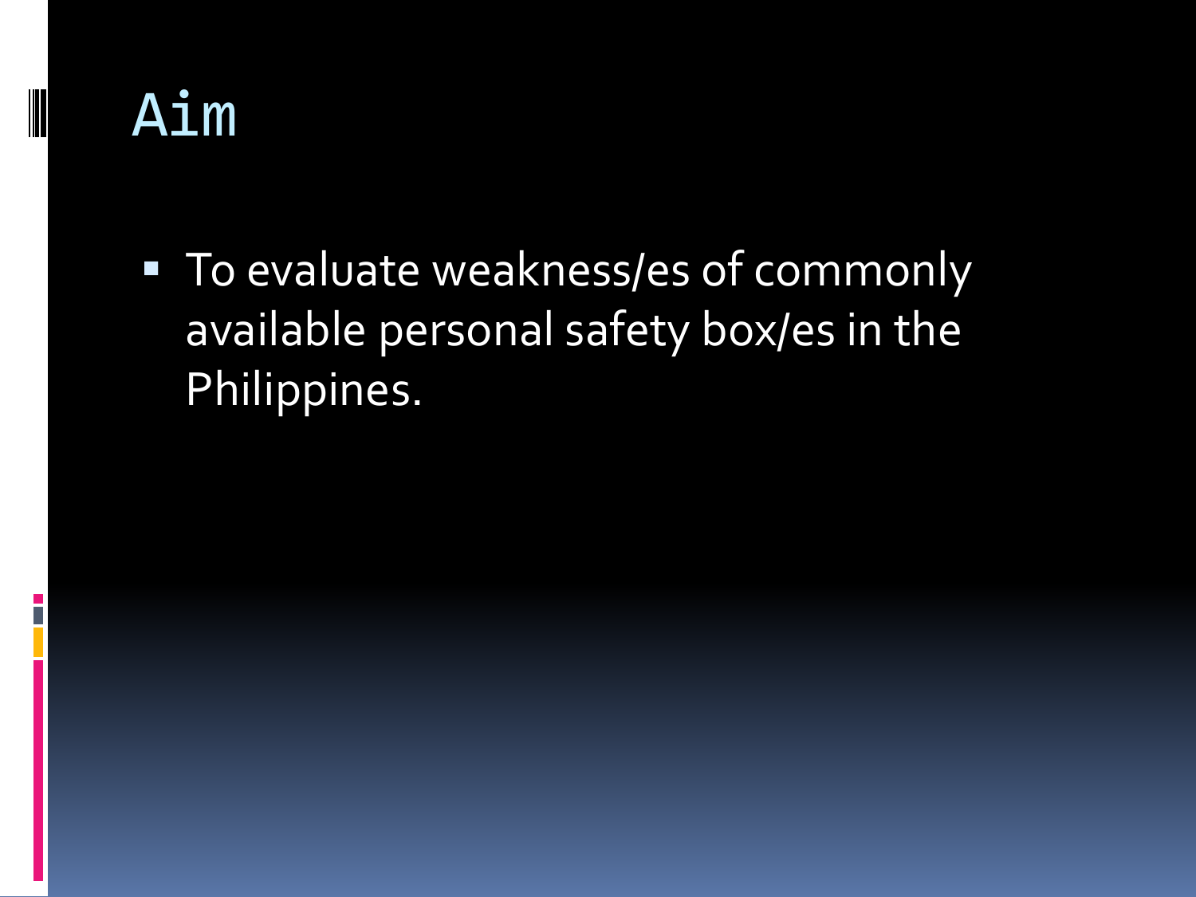# Aim

- To evaluate weakness/es of commonly available personal safety box/es in the Philippines.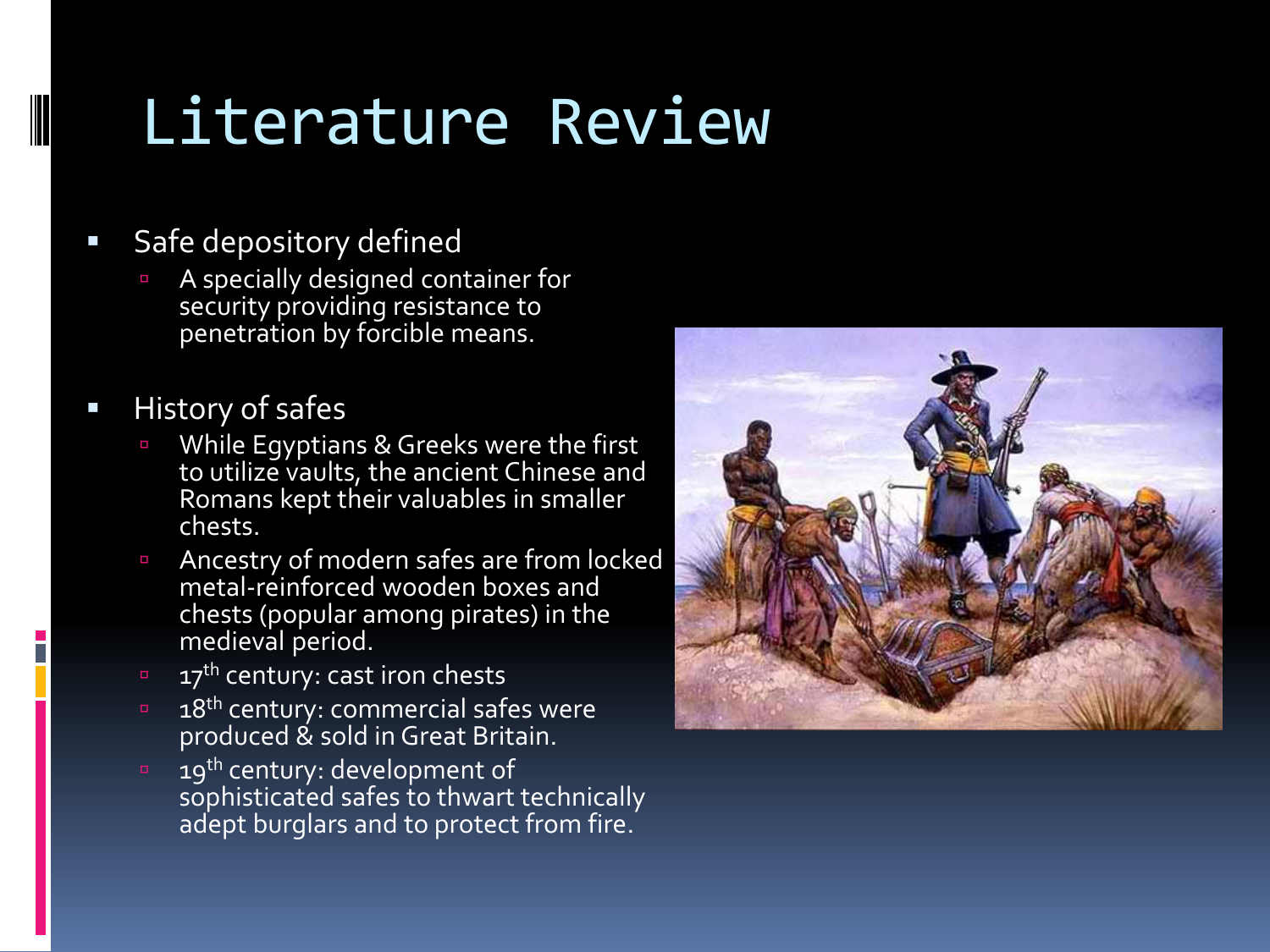# Literature Review

- Safe depository defined
  - A specially designed container for security providing resistance to penetration by forcible means.

- History of safes
  - While Egyptians & Greeks were the first to utilize vaults, the ancient Chinese and Romans kept their valuables in smaller chests.
  - Ancestry of modern safes are from locked metal-reinforced wooden boxes and chests (popular among pirates) in the medieval period.
  - 17th century: cast iron chests
  - 18th century: commercial safes were produced & sold in Great Britain.
  - 19th century: development of sophisticated safes to thwart technically adept burglars and to protect from fire.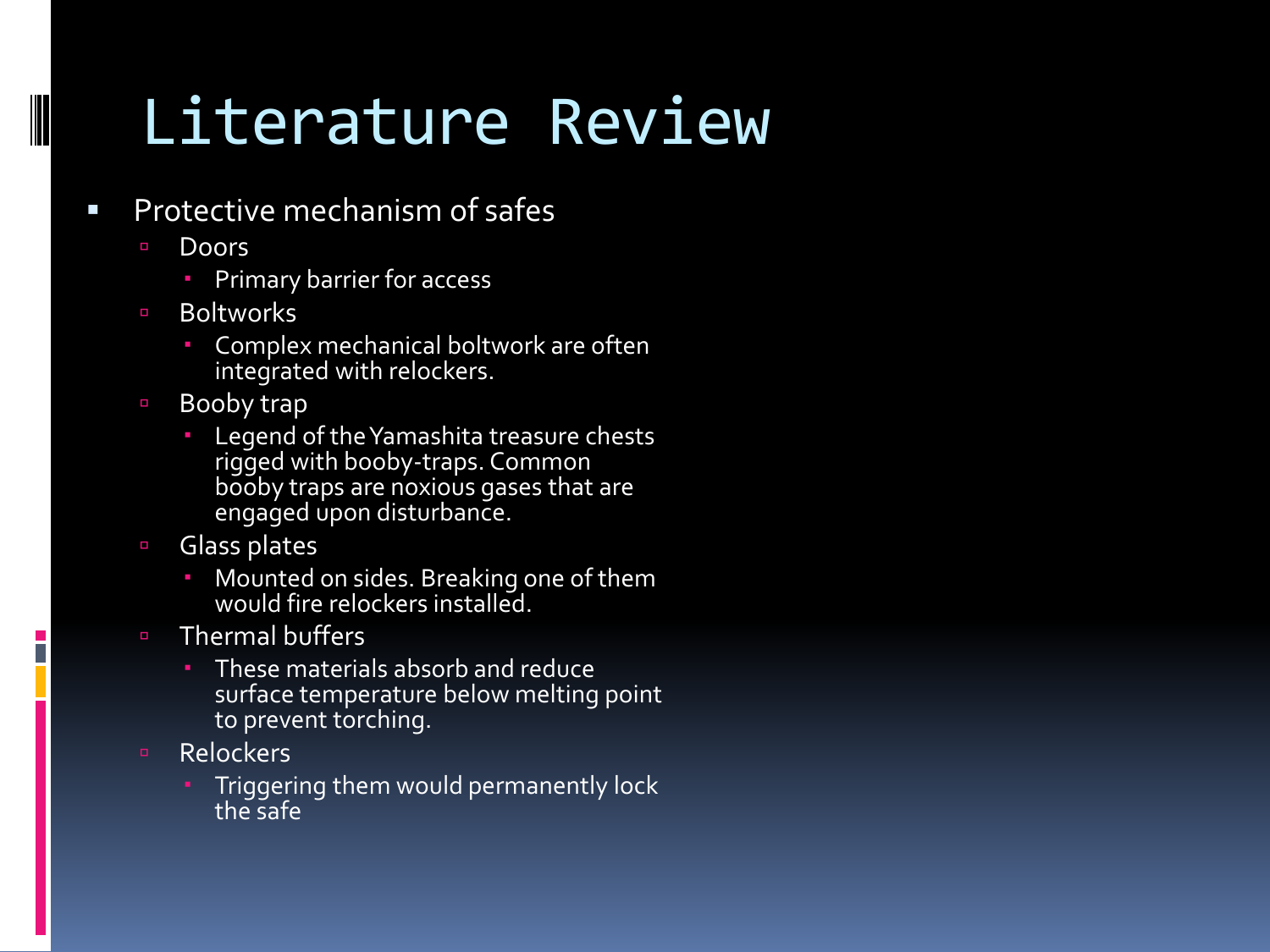# Literature Review

- Protective mechanism of safes
  - Doors
    - Primary barrier for access
  - Boltworks
    - Complex mechanical boltwork are often integrated with relockers.
  - Booby trap
    - Legend of the Yamashita treasure chests rigged with booby-traps. Common booby traps are noxious gases that are engaged upon disturbance.
  - Glass plates
    - Mounted on sides. Breaking one of them would fire relockers installed.
  - Thermal buffers
    - These materials absorb and reduce surface temperature below melting point to prevent torching.
  - Relockers
    - Triggering them would permanently lock the safe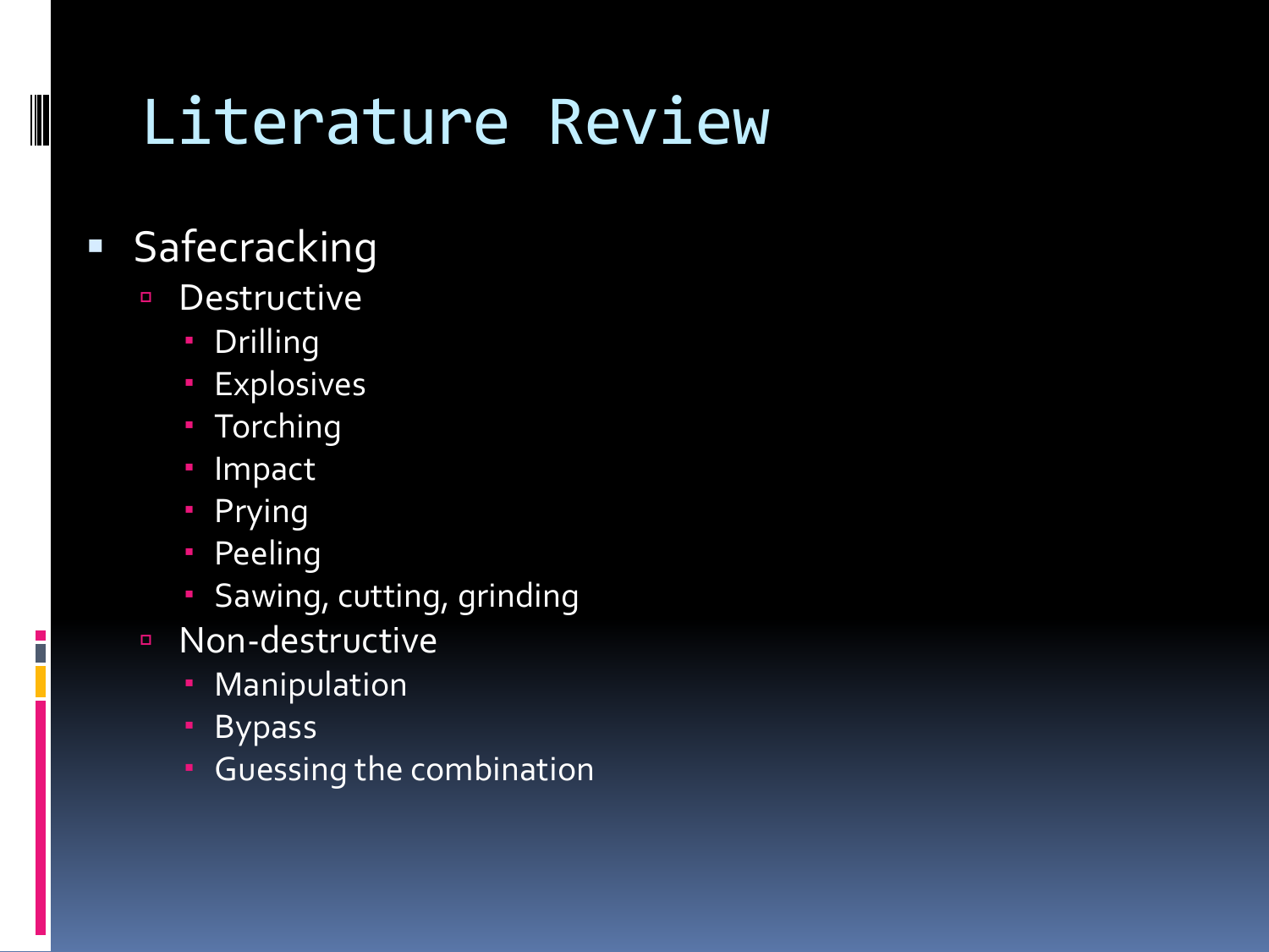# Literature Review

- Safecracking
  - Destructive
    - Drilling
    - Explosives
    - Torching
    - Impact
    - Prying
    - Peeling
    - Sawing, cutting, grinding
  - Non-destructive
    - Manipulation
    - Bypass
    - Guessing the combination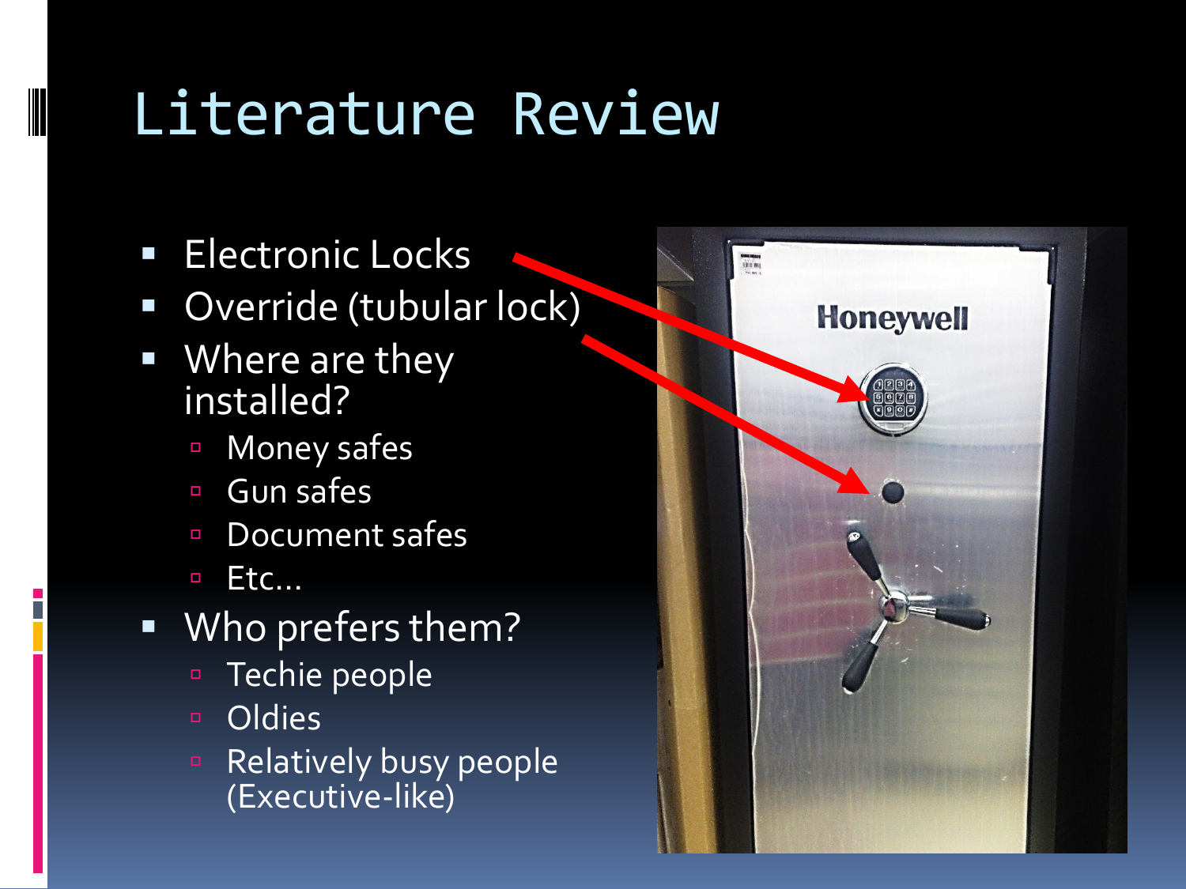# Literature Review

- Electronic Locks
- Override (tubular lock)
- Where are they installed?
  - Money safes
  - Gun safes
  - Document safes
  - Etc…
- Who prefers them?
  - Techie people
  - Oldies
  - Relatively busy people (Executive-like)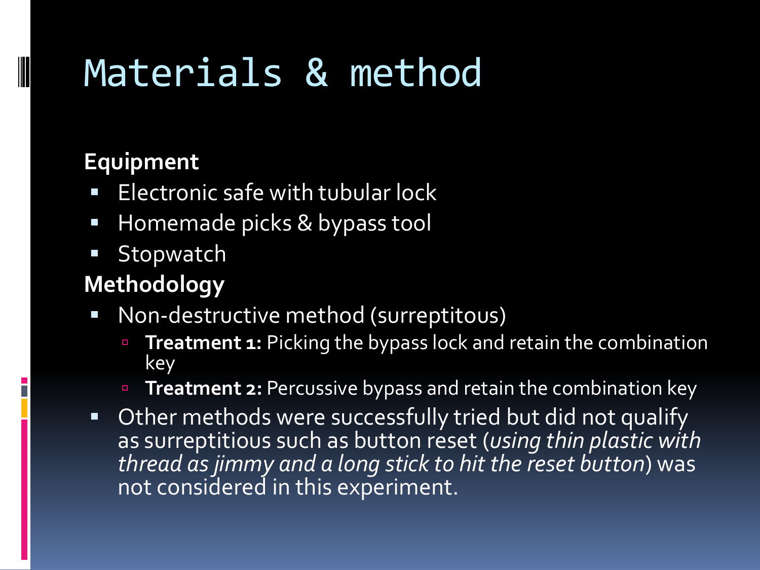# Materials & method

**Equipment**

- Electronic safe with tubular lock
- Homemade picks & bypass tool
- Stopwatch

**Methodology**

- Non-destructive method (surreptitous)
  - **Treatment 1:** Picking the bypass lock and retain the combination key
  - **Treatment 2:** Percussive bypass and retain the combination key
- Other methods were successfully tried but did not qualify as surreptitious such as button reset (*using thin plastic with thread as jimmy and a long stick to hit the reset button*) was not considered in this experiment.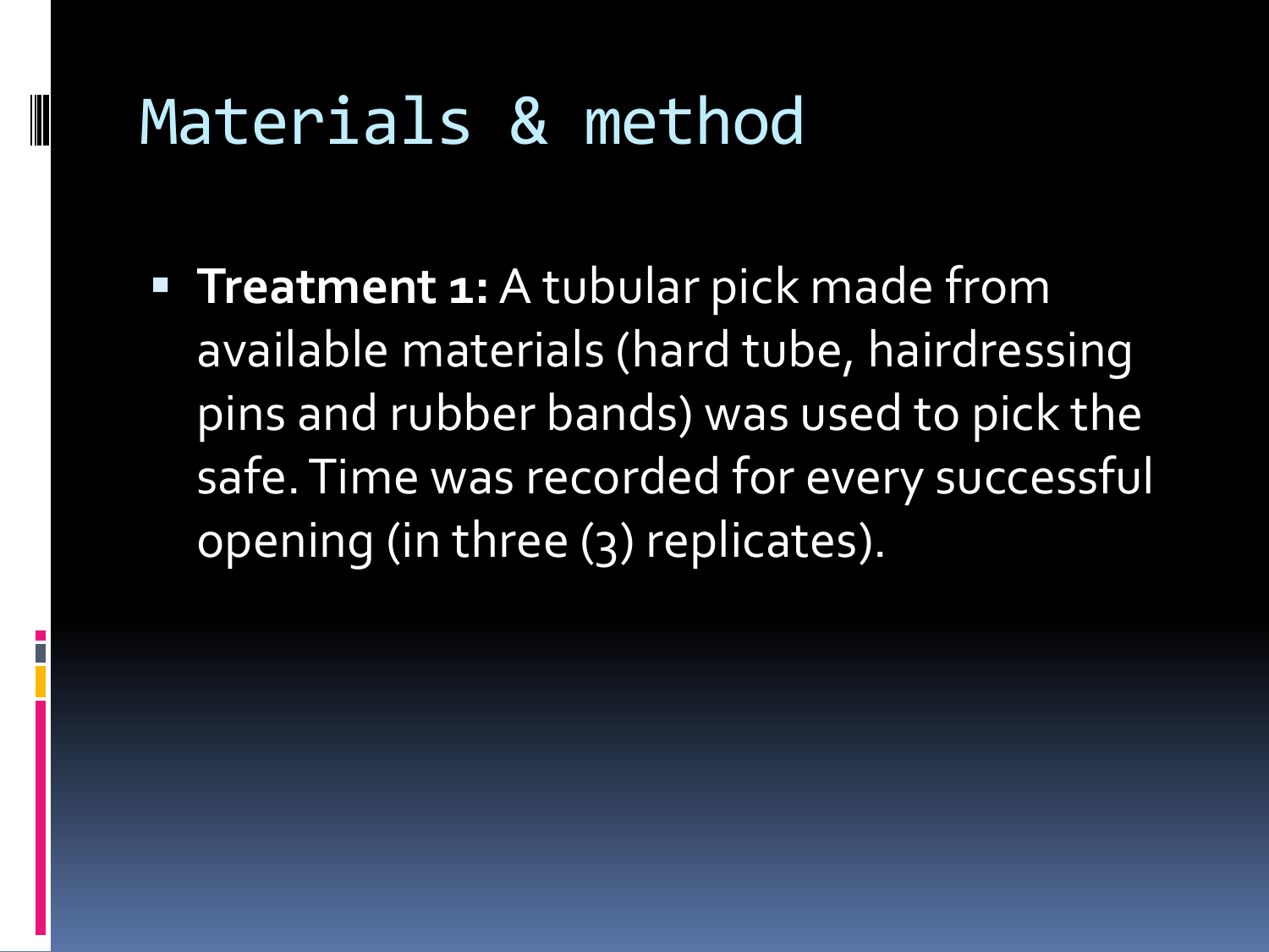# Materials & method

- **Treatment 1:** A tubular pick made from available materials (hard tube, hairdressing pins and rubber bands) was used to pick the safe. Time was recorded for every successful opening (in three (3) replicates).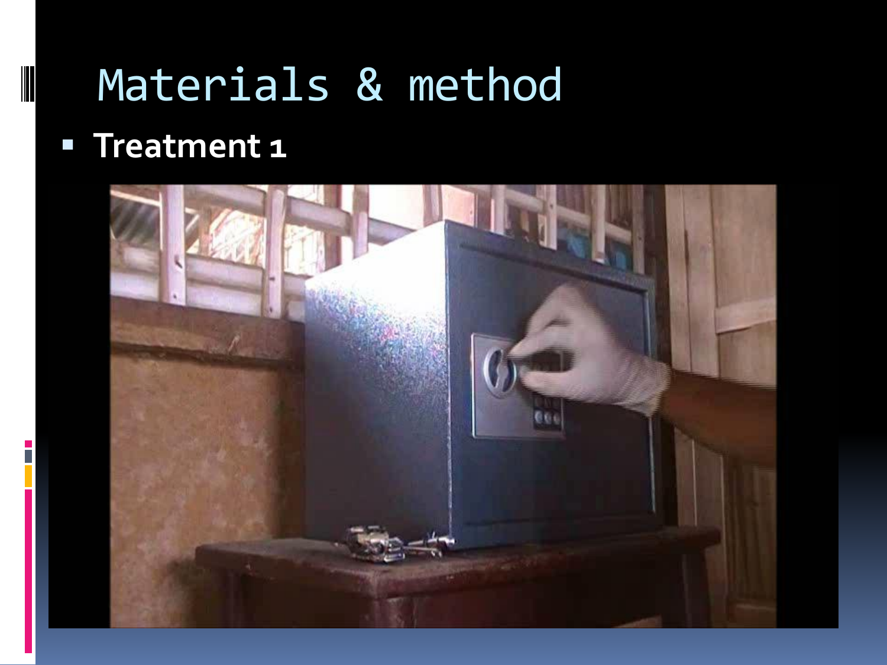# Materials & method

- **Treatment 1**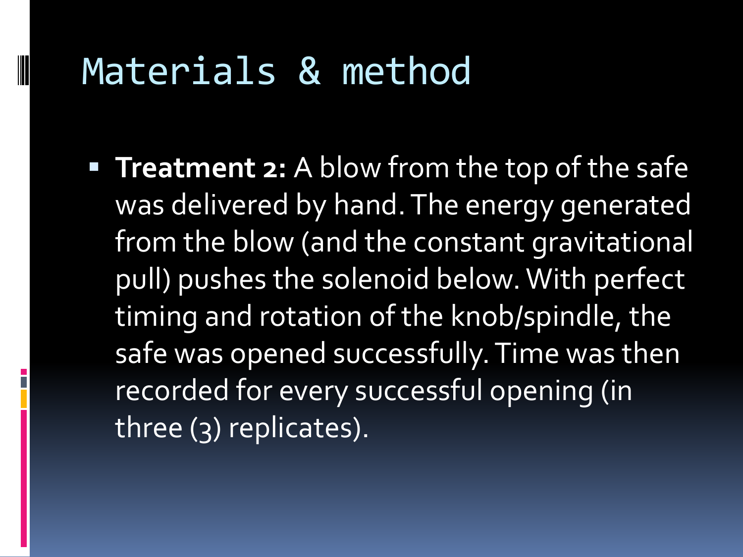# Materials & method

- **Treatment 2:** A blow from the top of the safe was delivered by hand. The energy generated from the blow (and the constant gravitational pull) pushes the solenoid below. With perfect timing and rotation of the knob/spindle, the safe was opened successfully. Time was then recorded for every successful opening (in three (3) replicates).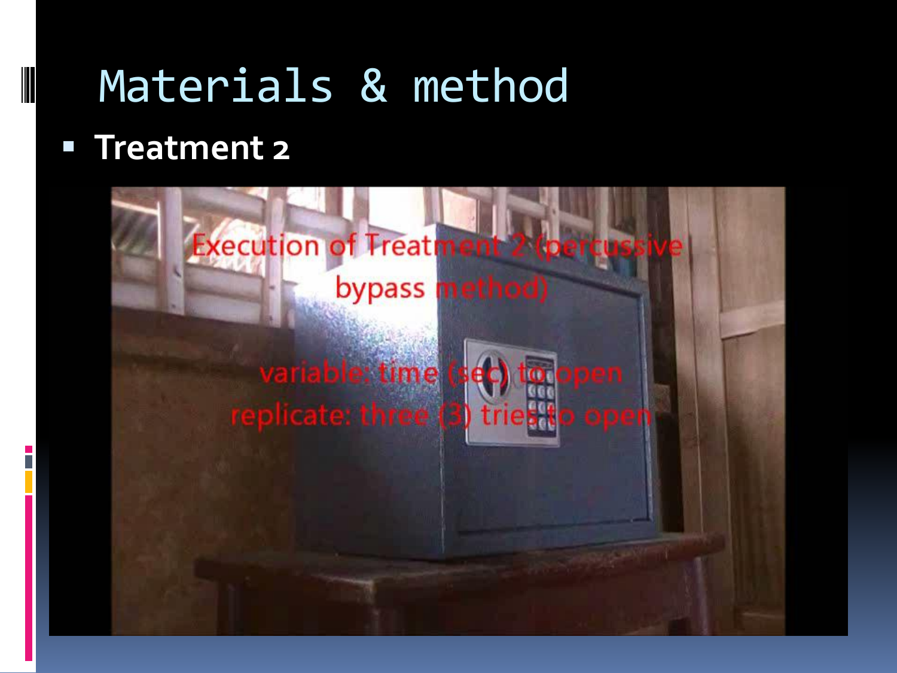# Materials & method

- **Treatment 2**

Execution of Treatment 2 (percussive bypass method)

variable: time (sec) to open

replicate: three (3) tries to open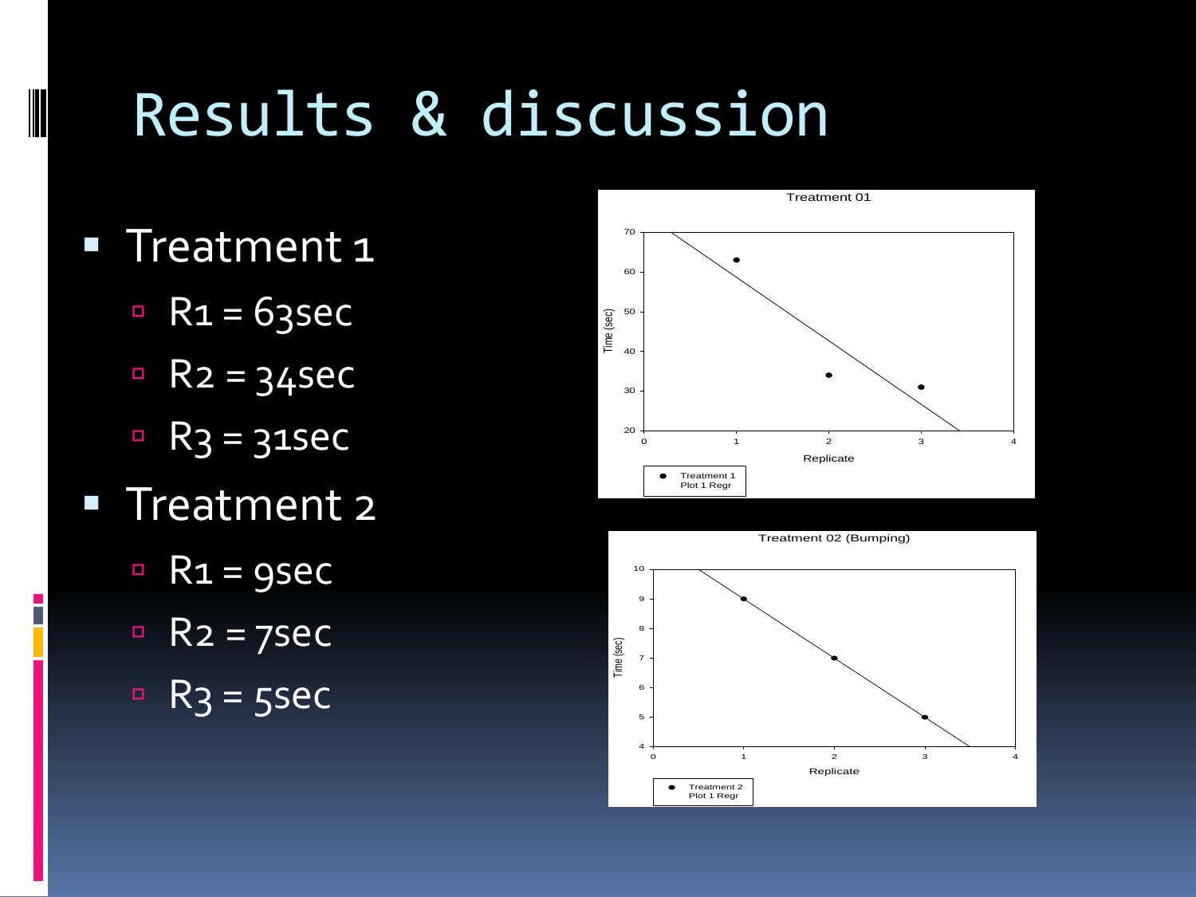# Results & discussion

- Treatment 1
  - R1 = 63sec
  - R2 = 34sec
  - R3 = 31sec
- Treatment 2
  - R1 = 9sec
  - R2 = 7sec
  - R3 = 5sec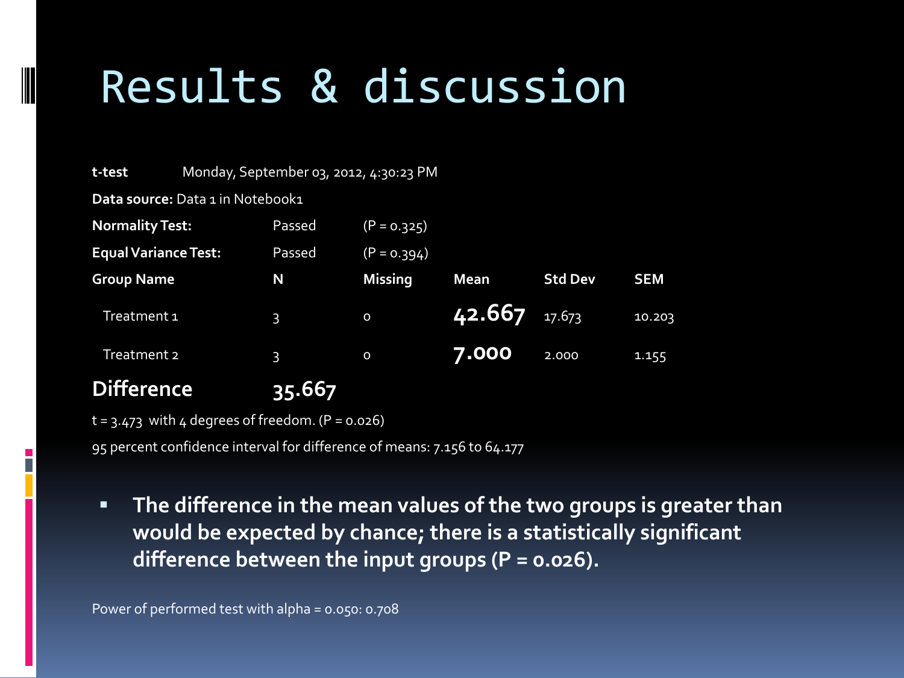# Results & discussion

**t-test** Monday, September 03, 2012, 4:30:23 PM

**Data source:** Data 1 in Notebook1

| | | |
|---|---|---|
| **Normality Test:** | Passed | (P = 0.325) |
| **Equal Variance Test:** | Passed | (P = 0.394) |

| **Group Name** | **N** | **Missing** | **Mean** | **Std Dev** | **SEM** |
|---|---|---|---|---|---|
| Treatment 1 | 3 | 0 | **42.667** | 17.673 | 10.203 |
| Treatment 2 | 3 | 0 | **7.000** | 2.000 | 1.155 |

**Difference** **35.667**

t = 3.473 with 4 degrees of freedom. (P = 0.026)

95 percent confidence interval for difference of means: 7.156 to 64.177

- **The difference in the mean values of the two groups is greater than would be expected by chance; there is a statistically significant difference between the input groups (P = 0.026).**

Power of performed test with alpha = 0.050: 0.708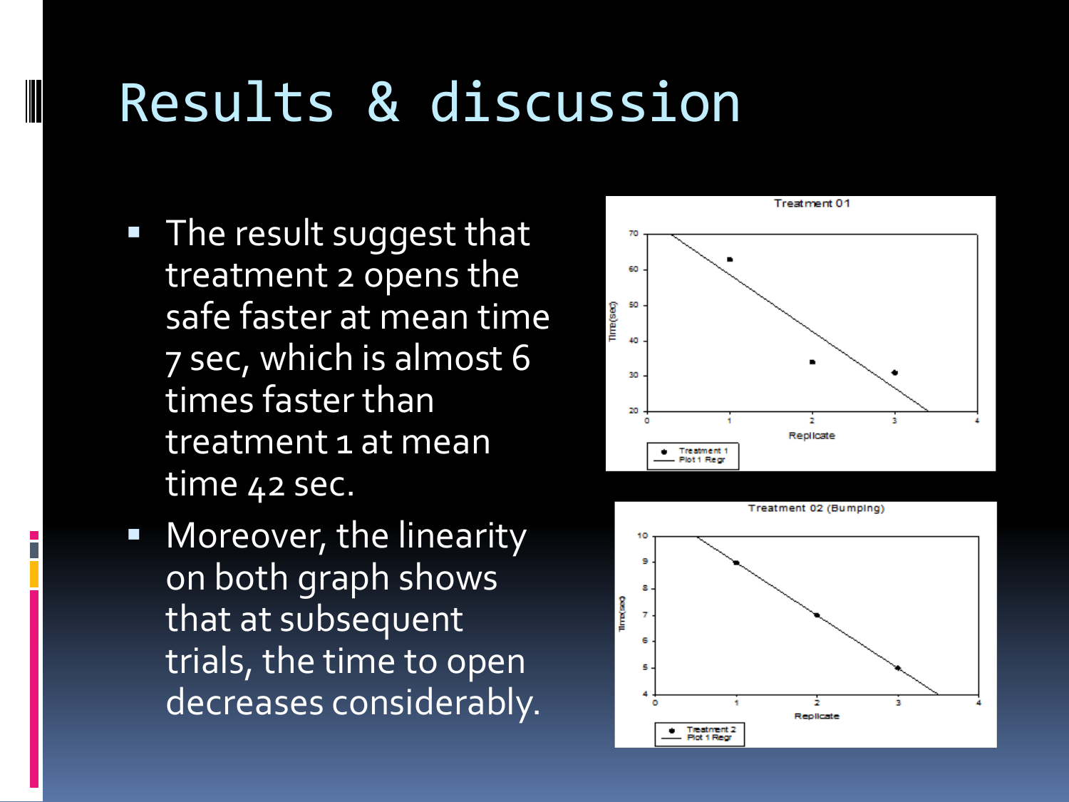# Results & discussion

- The result suggest that treatment 2 opens the safe faster at mean time 7 sec, which is almost 6 times faster than treatment 1 at mean time 42 sec.
- Moreover, the linearity on both graph shows that at subsequent trials, the time to open decreases considerably.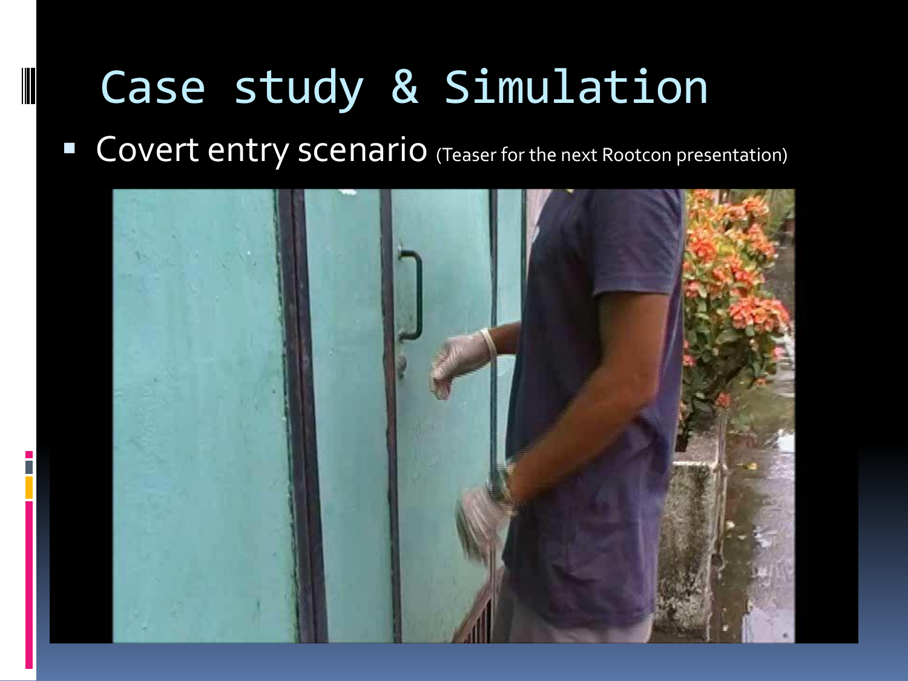# Case study & Simulation

- Covert entry scenario (Teaser for the next Rootcon presentation)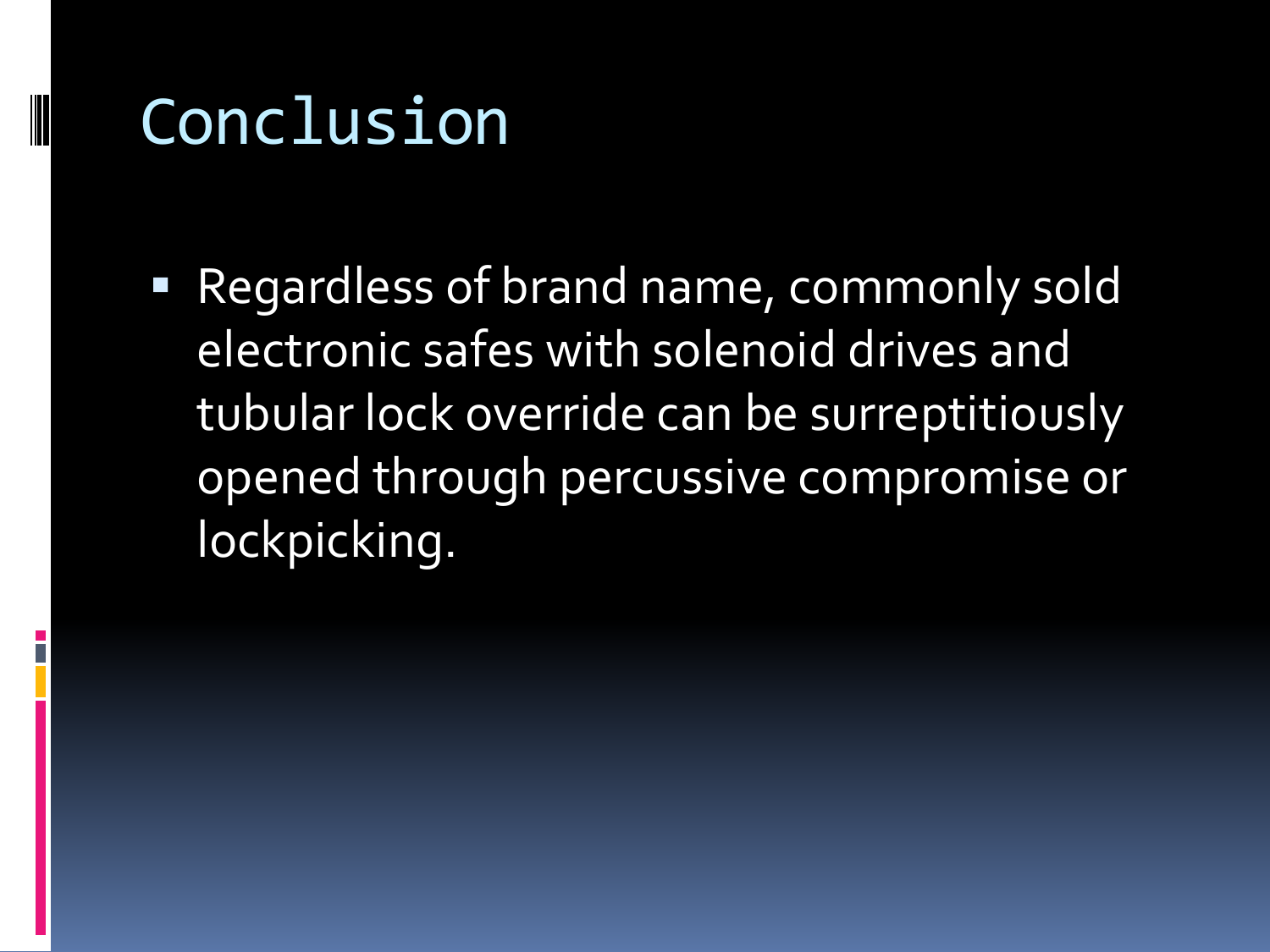# Conclusion

- Regardless of brand name, commonly sold electronic safes with solenoid drives and tubular lock override can be surreptitiously opened through percussive compromise or lockpicking.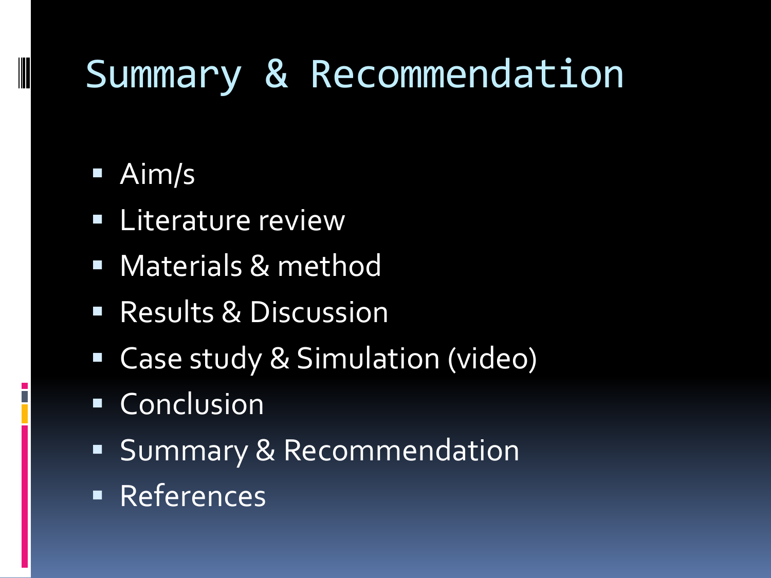# Summary & Recommendation

- Aim/s
- Literature review
- Materials & method
- Results & Discussion
- Case study & Simulation (video)
- Conclusion
- Summary & Recommendation
- References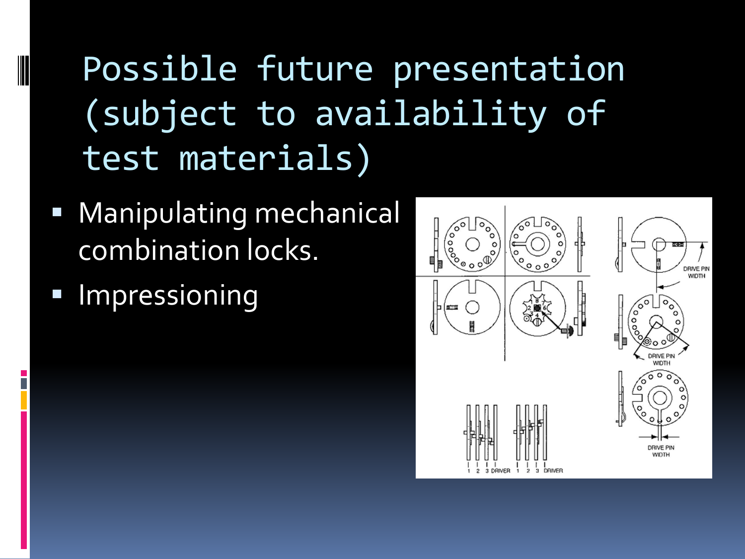# Possible future presentation (subject to availability of test materials)

- Manipulating mechanical combination locks.
- Impressioning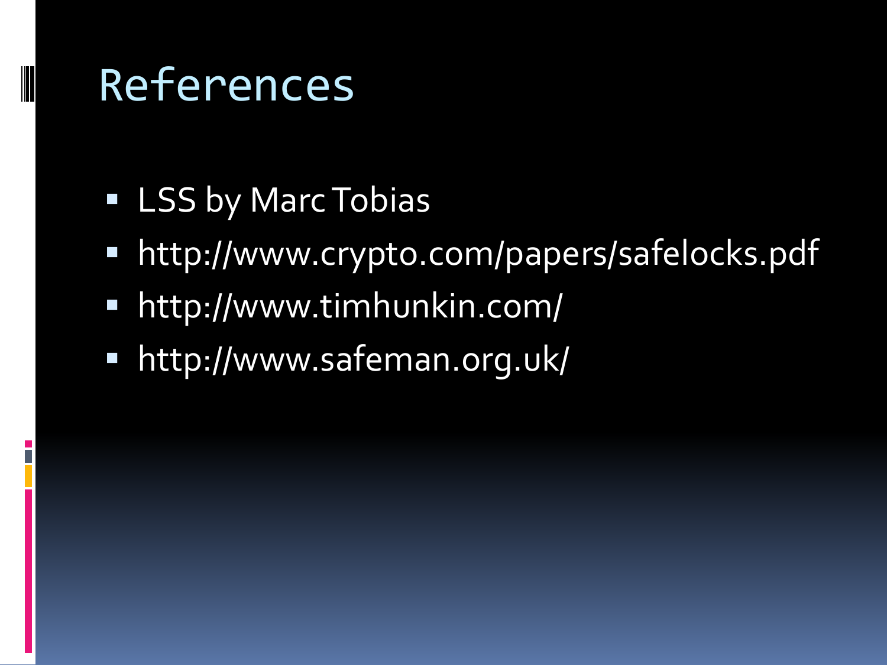# References

- LSS by Marc Tobias
- http://www.crypto.com/papers/safelocks.pdf
- http://www.timhunkin.com/
- http://www.safeman.org.uk/